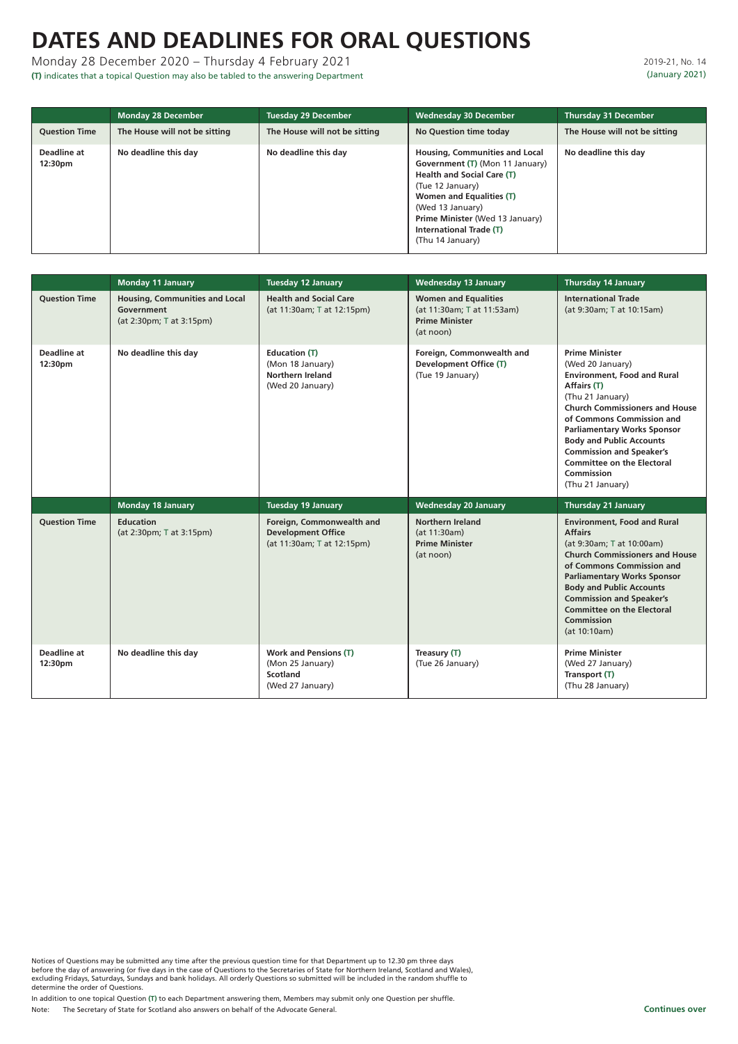# DATES AND DEADLINES FOR ORAL QUESTIONS

Monday 28 December 2020 – Thursday 4 February 2021

**(T)** indicates that a topical Question may also be tabled to the answering Department

2019-21, No. 14
(January 2021)

| | Monday 28 December | Tuesday 29 December | Wednesday 30 December | Thursday 31 December |
|---|---|---|---|---|
| **Question Time** | **The House will not be sitting** | **The House will not be sitting** | **No Question time today** | **The House will not be sitting** |
| **Deadline at 12:30pm** | **No deadline this day** | **No deadline this day** | **Housing, Communities and Local Government (T)** (Mon 11 January) **Health and Social Care (T)** (Tue 12 January) **Women and Equalities (T)** (Wed 13 January) **Prime Minister** (Wed 13 January) **International Trade (T)** (Thu 14 January) | **No deadline this day** |

| | Monday 11 January | Tuesday 12 January | Wednesday 13 January | Thursday 14 January |
|---|---|---|---|---|
| **Question Time** | **Housing, Communities and Local Government** (at 2:30pm; T at 3:15pm) | **Health and Social Care** (at 11:30am; T at 12:15pm) | **Women and Equalities** (at 11:30am; T at 11:53am) **Prime Minister** (at noon) | **International Trade** (at 9:30am; T at 10:15am) |
| **Deadline at 12:30pm** | **No deadline this day** | **Education (T)** (Mon 18 January) **Northern Ireland** (Wed 20 January) | **Foreign, Commonwealth and Development Office (T)** (Tue 19 January) | **Prime Minister** (Wed 20 January) **Environment, Food and Rural Affairs (T)** (Thu 21 January) **Church Commissioners and House of Commons Commission and Parliamentary Works Sponsor Body and Public Accounts Commission and Speaker's Committee on the Electoral Commission** (Thu 21 January) |
| | **Monday 18 January** | **Tuesday 19 January** | **Wednesday 20 January** | **Thursday 21 January** |
| **Question Time** | **Education** (at 2:30pm; T at 3:15pm) | **Foreign, Commonwealth and Development Office** (at 11:30am; T at 12:15pm) | **Northern Ireland** (at 11:30am) **Prime Minister** (at noon) | **Environment, Food and Rural Affairs** (at 9:30am; T at 10:00am) **Church Commissioners and House of Commons Commission and Parliamentary Works Sponsor Body and Public Accounts Commission and Speaker's Committee on the Electoral Commission** (at 10:10am) |
| **Deadline at 12:30pm** | **No deadline this day** | **Work and Pensions (T)** (Mon 25 January) **Scotland** (Wed 27 January) | **Treasury (T)** (Tue 26 January) | **Prime Minister** (Wed 27 January) **Transport (T)** (Thu 28 January) |

Notices of Questions may be submitted any time after the previous question time for that Department up to 12.30 pm three days before the day of answering (or five days in the case of Questions to the Secretaries of State for Northern Ireland, Scotland and Wales), excluding Fridays, Saturdays, Sundays and bank holidays. All orderly Questions so submitted will be included in the random shuffle to determine the order of Questions.

In addition to one topical Question **(T)** to each Department answering them, Members may submit only one Question per shuffle.

Note: The Secretary of State for Scotland also answers on behalf of the Advocate General.

**Continues over**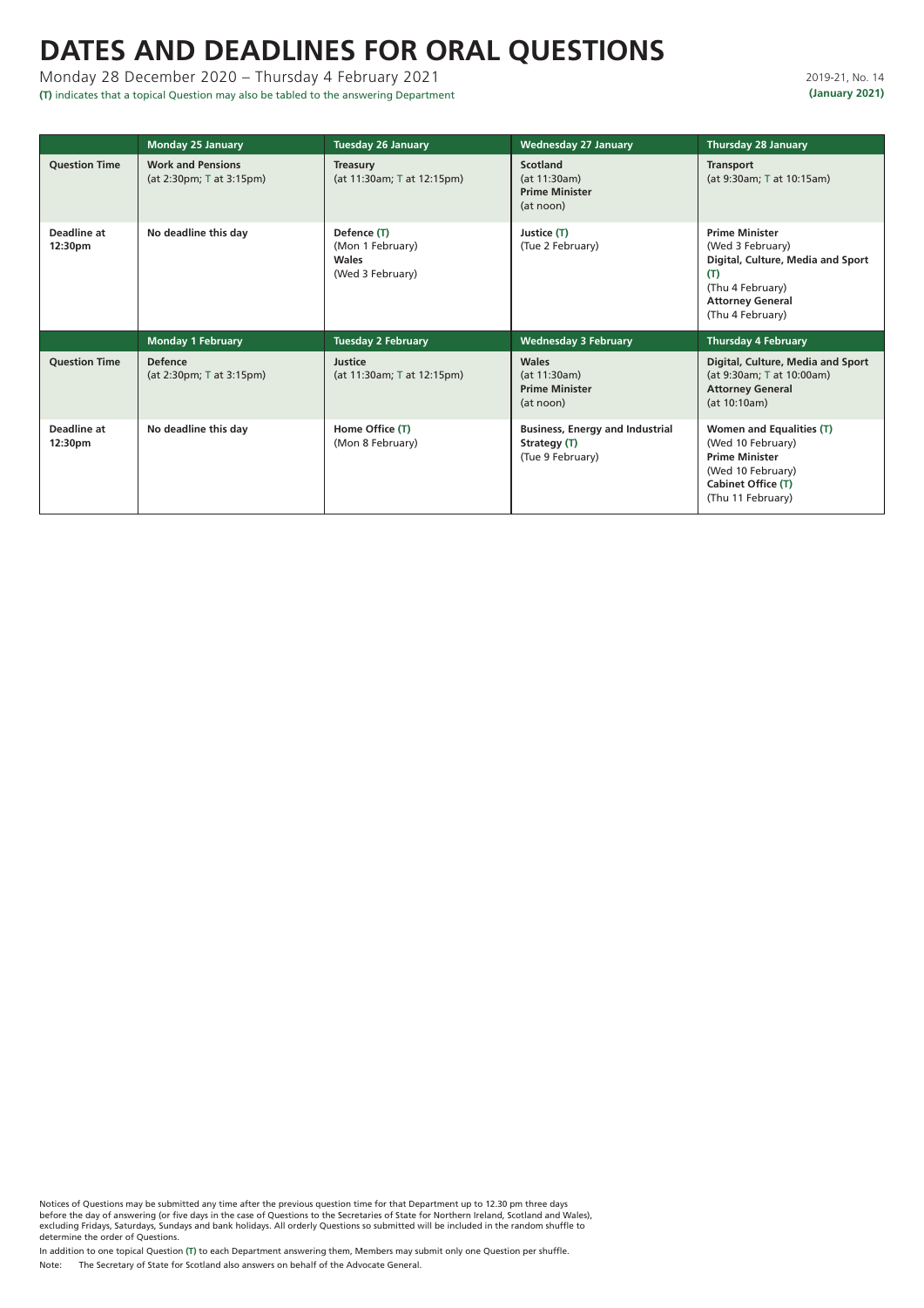# DATES AND DEADLINES FOR ORAL QUESTIONS

Monday 28 December 2020 – Thursday 4 February 2021

**(T)** indicates that a topical Question may also be tabled to the answering Department

2019-21, No. 14
**(January 2021)**

| | Monday 25 January | Tuesday 26 January | Wednesday 27 January | Thursday 28 January |
|---|---|---|---|---|
| **Question Time** | **Work and Pensions** (at 2:30pm; T at 3:15pm) | **Treasury** (at 11:30am; T at 12:15pm) | **Scotland** (at 11:30am) **Prime Minister** (at noon) | **Transport** (at 9:30am; T at 10:15am) |
| **Deadline at 12:30pm** | **No deadline this day** | **Defence (T)** (Mon 1 February) **Wales** (Wed 3 February) | **Justice (T)** (Tue 2 February) | **Prime Minister** (Wed 3 February) **Digital, Culture, Media and Sport (T)** (Thu 4 February) **Attorney General** (Thu 4 February) |

| | Monday 1 February | Tuesday 2 February | Wednesday 3 February | Thursday 4 February |
|---|---|---|---|---|
| **Question Time** | **Defence** (at 2:30pm; T at 3:15pm) | **Justice** (at 11:30am; T at 12:15pm) | **Wales** (at 11:30am) **Prime Minister** (at noon) | **Digital, Culture, Media and Sport** (at 9:30am; T at 10:00am) **Attorney General** (at 10:10am) |
| **Deadline at 12:30pm** | **No deadline this day** | **Home Office (T)** (Mon 8 February) | **Business, Energy and Industrial Strategy (T)** (Tue 9 February) | **Women and Equalities (T)** (Wed 10 February) **Prime Minister** (Wed 10 February) **Cabinet Office (T)** (Thu 11 February) |

Notices of Questions may be submitted any time after the previous question time for that Department up to 12.30 pm three days before the day of answering (or five days in the case of Questions to the Secretaries of State for Northern Ireland, Scotland and Wales), excluding Fridays, Saturdays, Sundays and bank holidays. All orderly Questions so submitted will be included in the random shuffle to determine the order of Questions.

In addition to one topical Question **(T)** to each Department answering them, Members may submit only one Question per shuffle.

Note: The Secretary of State for Scotland also answers on behalf of the Advocate General.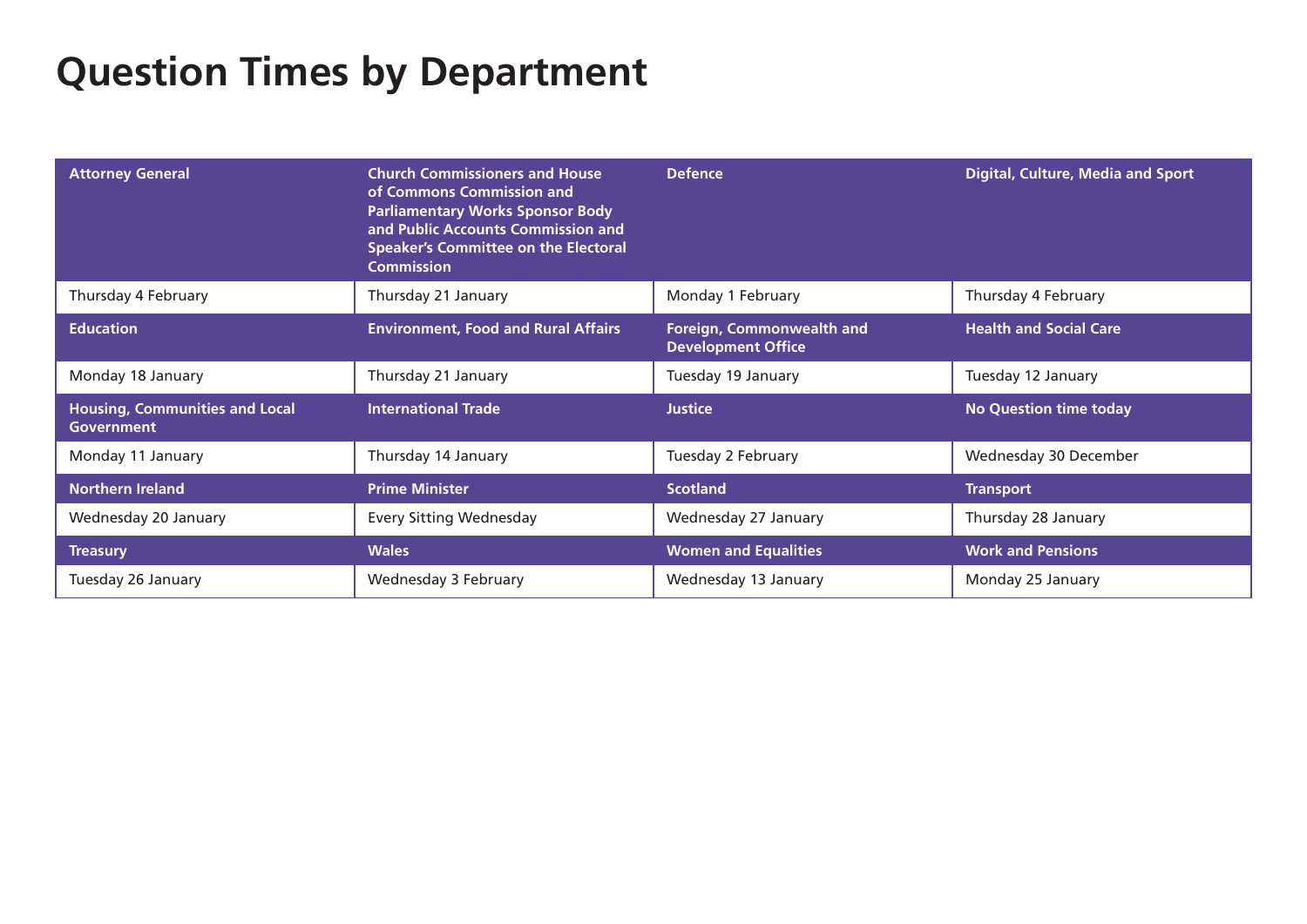# Question Times by Department

| | | | |
|---|---|---|---|
| **Attorney General** | **Church Commissioners and House of Commons Commission and Parliamentary Works Sponsor Body and Public Accounts Commission and Speaker's Committee on the Electoral Commission** | **Defence** | **Digital, Culture, Media and Sport** |
| Thursday 4 February | Thursday 21 January | Monday 1 February | Thursday 4 February |
| **Education** | **Environment, Food and Rural Affairs** | **Foreign, Commonwealth and Development Office** | **Health and Social Care** |
| Monday 18 January | Thursday 21 January | Tuesday 19 January | Tuesday 12 January |
| **Housing, Communities and Local Government** | **International Trade** | **Justice** | **No Question time today** |
| Monday 11 January | Thursday 14 January | Tuesday 2 February | Wednesday 30 December |
| **Northern Ireland** | **Prime Minister** | **Scotland** | **Transport** |
| Wednesday 20 January | Every Sitting Wednesday | Wednesday 27 January | Thursday 28 January |
| **Treasury** | **Wales** | **Women and Equalities** | **Work and Pensions** |
| Tuesday 26 January | Wednesday 3 February | Wednesday 13 January | Monday 25 January |